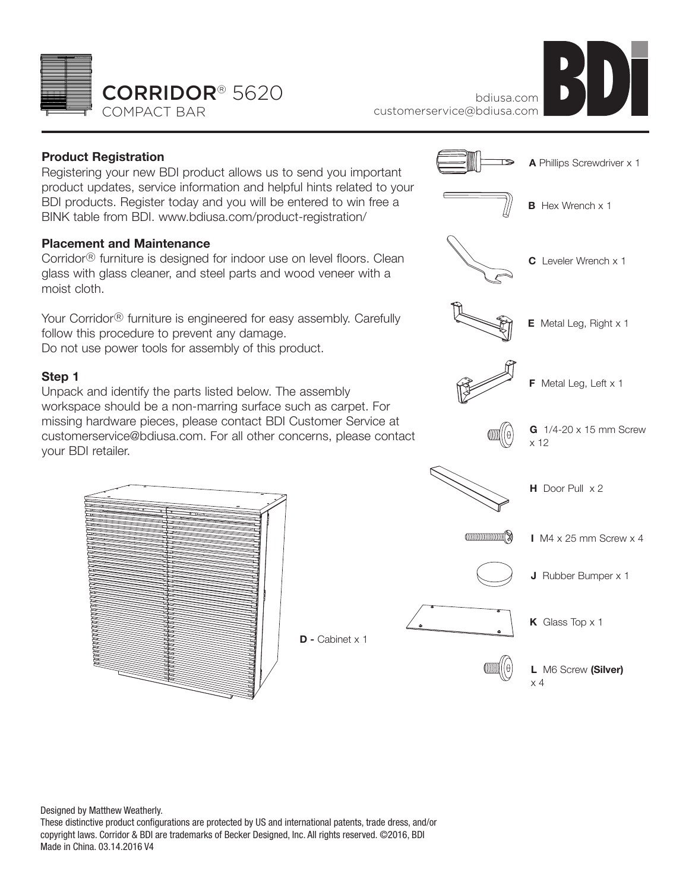# CORRIDOR® 5620

COMPACT BAR

bdiusa.com
customerservice@bdiusa.com

BDI

**Product Registration**

Registering your new BDI product allows us to send you important product updates, service information and helpful hints related to your BDI products. Register today and you will be entered to win free a BINK table from BDI. www.bdiusa.com/product-registration/

**Placement and Maintenance**

Corridor® furniture is designed for indoor use on level floors. Clean glass with glass cleaner, and steel parts and wood veneer with a moist cloth.

Your Corridor® furniture is engineered for easy assembly. Carefully follow this procedure to prevent any damage.
Do not use power tools for assembly of this product.

**Step 1**

Unpack and identify the parts listed below. The assembly workspace should be a non-marring surface such as carpet. For missing hardware pieces, please contact BDI Customer Service at customerservice@bdiusa.com. For all other concerns, please contact your BDI retailer.

- **A** Phillips Screwdriver x 1
- **B** Hex Wrench x 1
- **C** Leveler Wrench x 1
- **D -** Cabinet x 1
- **E** Metal Leg, Right x 1
- **F** Metal Leg, Left x 1
- **G** 1/4-20 x 15 mm Screw x 12
- **H** Door Pull x 2
- **I** M4 x 25 mm Screw x 4
- **J** Rubber Bumper x 1
- **K** Glass Top x 1
- **L** M6 Screw **(Silver)** x 4

Designed by Matthew Weatherly.
These distinctive product configurations are protected by US and international patents, trade dress, and/or copyright laws. Corridor & BDI are trademarks of Becker Designed, Inc. All rights reserved. ©2016, BDI
Made in China. 03.14.2016 V4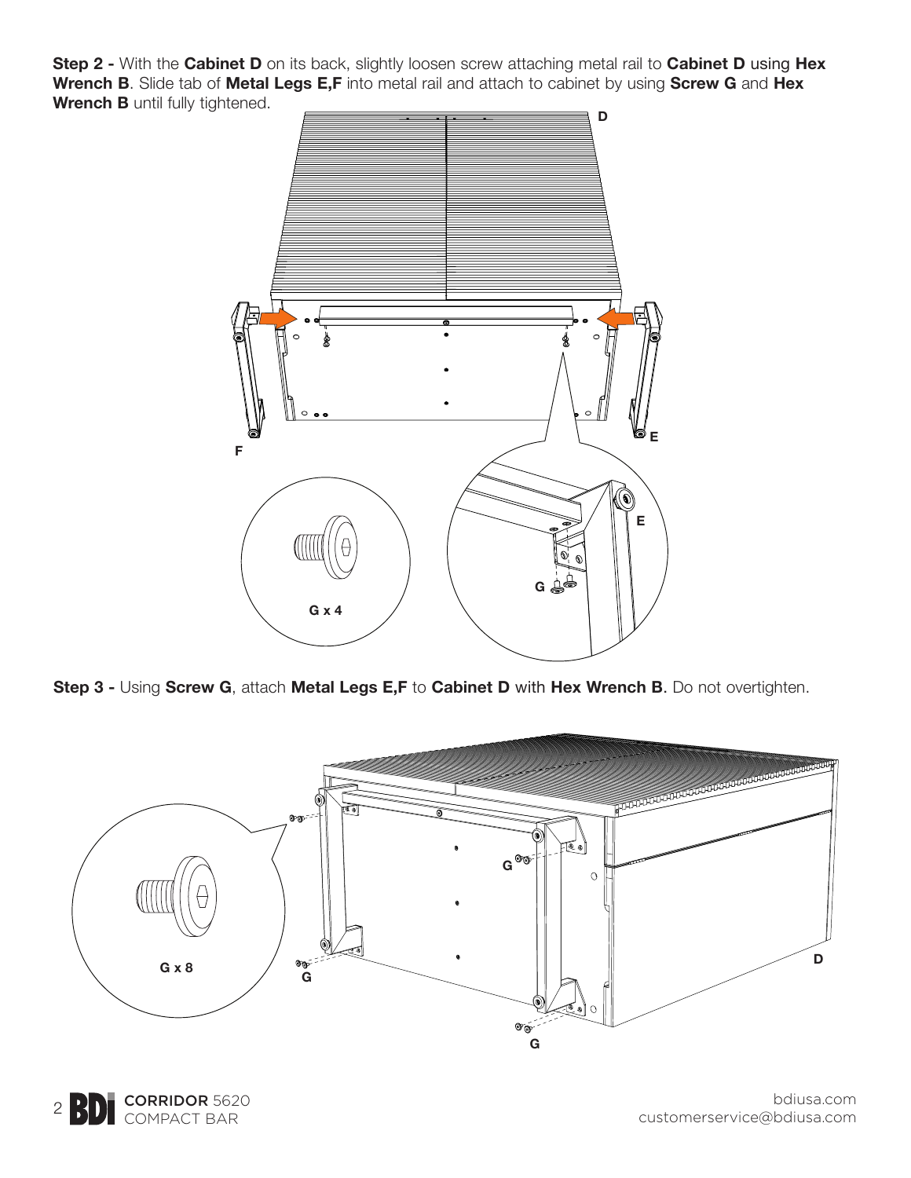**Step 2 -** With the **Cabinet D** on its back, slightly loosen screw attaching metal rail to **Cabinet D** using **Hex Wrench B**. Slide tab of **Metal Legs E,F** into metal rail and attach to cabinet by using **Screw G** and **Hex Wrench B** until fully tightened.

**Step 3 -** Using **Screw G**, attach **Metal Legs E,F** to **Cabinet D** with **Hex Wrench B**. Do not overtighten.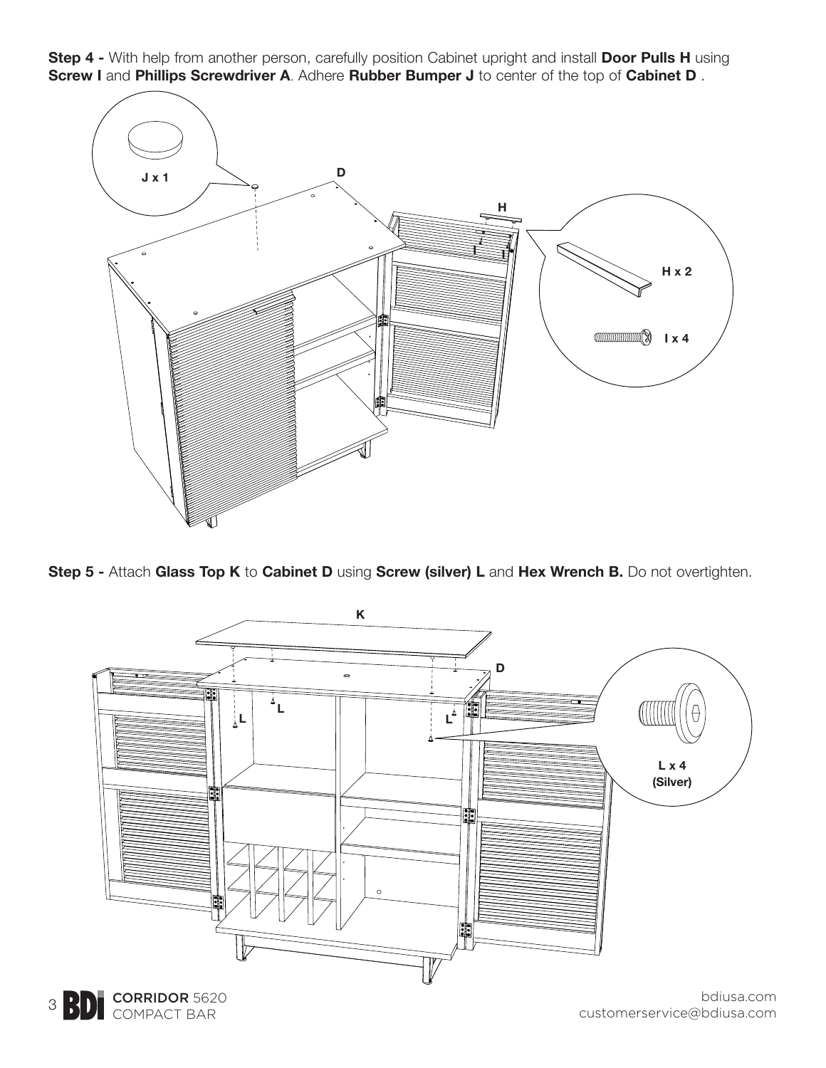**Step 4 -** With help from another person, carefully position Cabinet upright and install **Door Pulls H** using **Screw I** and **Phillips Screwdriver A**. Adhere **Rubber Bumper J** to center of the top of **Cabinet D** .

**Step 5 -** Attach **Glass Top K** to **Cabinet D** using **Screw (silver) L** and **Hex Wrench B.** Do not overtighten.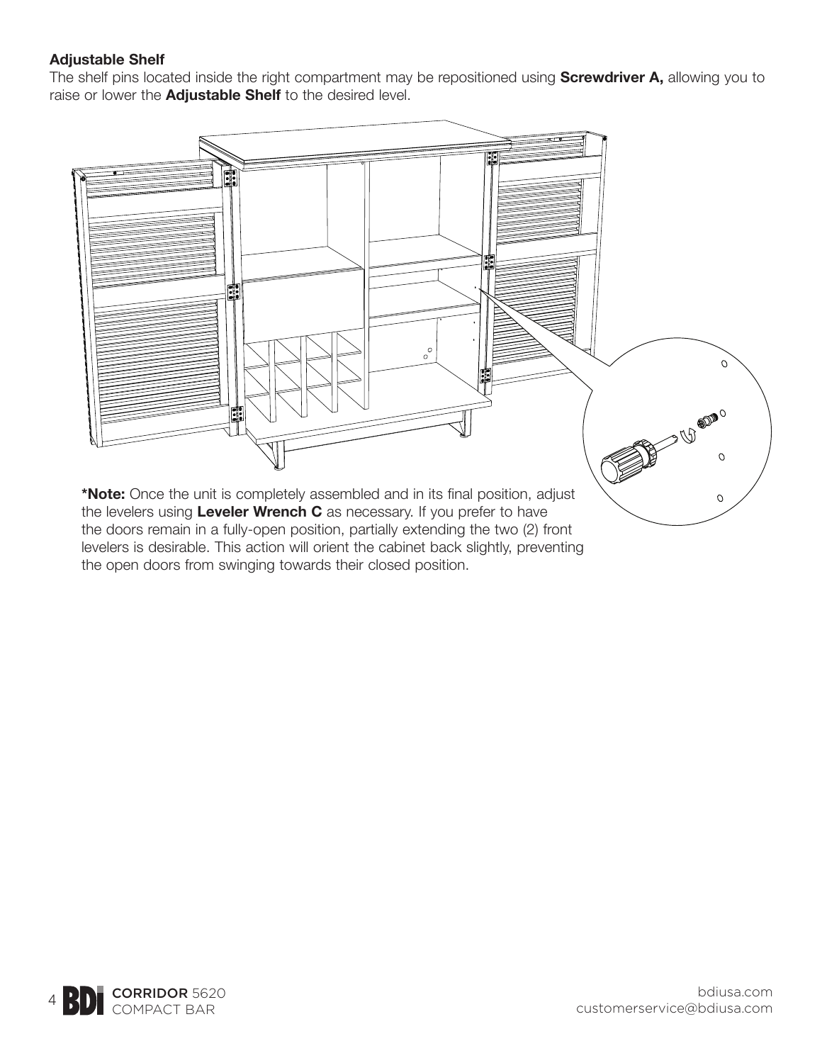### Adjustable Shelf

The shelf pins located inside the right compartment may be repositioned using **Screwdriver A,** allowing you to raise or lower the **Adjustable Shelf** to the desired level.

***Note:** Once the unit is completely assembled and in its final position, adjust the levelers using **Leveler Wrench C** as necessary. If you prefer to have the doors remain in a fully-open position, partially extending the two (2) front levelers is desirable. This action will orient the cabinet back slightly, preventing the open doors from swinging towards their closed position.